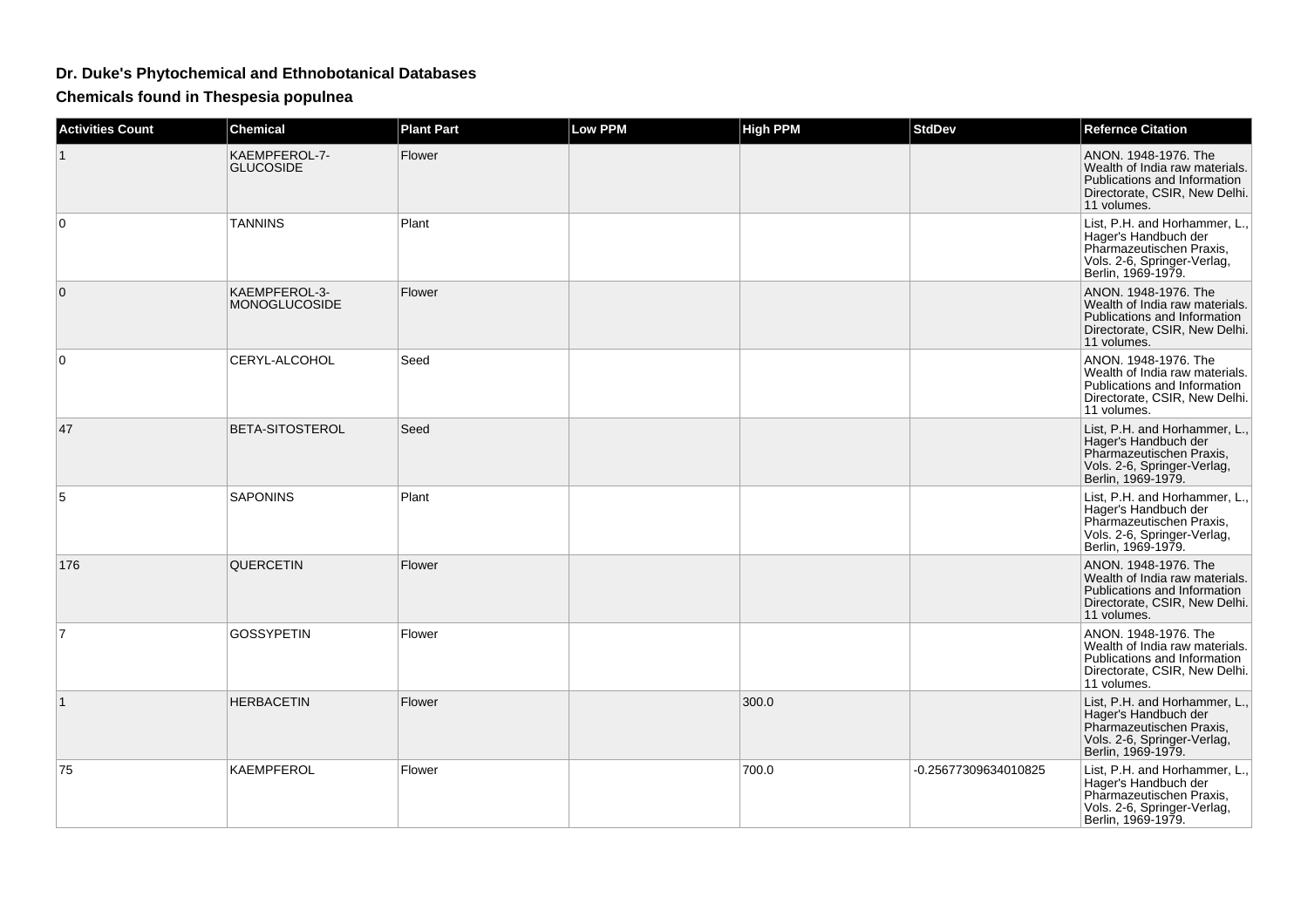# Dr. Duke's Phytochemical and Ethnobotanical Databases

## Chemicals found in Thespesia populnea

| Activities Count | Chemical | Plant Part | Low PPM | High PPM | StdDev | Refernce Citation |
|---|---|---|---|---|---|---|
| 1 | KAEMPFEROL-7-GLUCOSIDE | Flower | | | | ANON. 1948-1976. The Wealth of India raw materials. Publications and Information Directorate, CSIR, New Delhi. 11 volumes. |
| 0 | TANNINS | Plant | | | | List, P.H. and Horhammer, L., Hager's Handbuch der Pharmazeutischen Praxis, Vols. 2-6, Springer-Verlag, Berlin, 1969-1979. |
| 0 | KAEMPFEROL-3-MONOGLUCOSIDE | Flower | | | | ANON. 1948-1976. The Wealth of India raw materials. Publications and Information Directorate, CSIR, New Delhi. 11 volumes. |
| 0 | CERYL-ALCOHOL | Seed | | | | ANON. 1948-1976. The Wealth of India raw materials. Publications and Information Directorate, CSIR, New Delhi. 11 volumes. |
| 47 | BETA-SITOSTEROL | Seed | | | | List, P.H. and Horhammer, L., Hager's Handbuch der Pharmazeutischen Praxis, Vols. 2-6, Springer-Verlag, Berlin, 1969-1979. |
| 5 | SAPONINS | Plant | | | | List, P.H. and Horhammer, L., Hager's Handbuch der Pharmazeutischen Praxis, Vols. 2-6, Springer-Verlag, Berlin, 1969-1979. |
| 176 | QUERCETIN | Flower | | | | ANON. 1948-1976. The Wealth of India raw materials. Publications and Information Directorate, CSIR, New Delhi. 11 volumes. |
| 7 | GOSSYPETIN | Flower | | | | ANON. 1948-1976. The Wealth of India raw materials. Publications and Information Directorate, CSIR, New Delhi. 11 volumes. |
| 1 | HERBACETIN | Flower | | 300.0 | | List, P.H. and Horhammer, L., Hager's Handbuch der Pharmazeutischen Praxis, Vols. 2-6, Springer-Verlag, Berlin, 1969-1979. |
| 75 | KAEMPFEROL | Flower | | 700.0 | -0.25677309634010825 | List, P.H. and Horhammer, L., Hager's Handbuch der Pharmazeutischen Praxis, Vols. 2-6, Springer-Verlag, Berlin, 1969-1979. |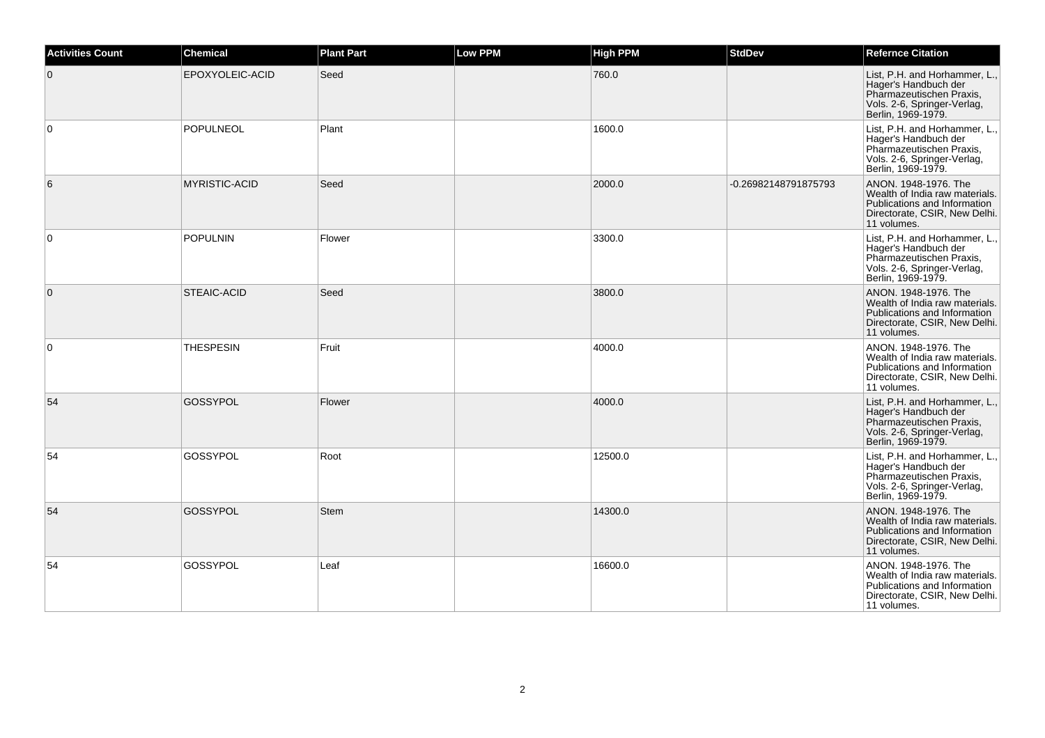| Activities Count | Chemical | Plant Part | Low PPM | High PPM | StdDev | Refernce Citation |
|---|---|---|---|---|---|---|
| 0 | EPOXYOLEIC-ACID | Seed | | 760.0 | | List, P.H. and Horhammer, L., Hager's Handbuch der Pharmazeutischen Praxis, Vols. 2-6, Springer-Verlag, Berlin, 1969-1979. |
| 0 | POPULNEOL | Plant | | 1600.0 | | List, P.H. and Horhammer, L., Hager's Handbuch der Pharmazeutischen Praxis, Vols. 2-6, Springer-Verlag, Berlin, 1969-1979. |
| 6 | MYRISTIC-ACID | Seed | | 2000.0 | -0.26982148791875793 | ANON. 1948-1976. The Wealth of India raw materials. Publications and Information Directorate, CSIR, New Delhi. 11 volumes. |
| 0 | POPULNIN | Flower | | 3300.0 | | List, P.H. and Horhammer, L., Hager's Handbuch der Pharmazeutischen Praxis, Vols. 2-6, Springer-Verlag, Berlin, 1969-1979. |
| 0 | STEAIC-ACID | Seed | | 3800.0 | | ANON. 1948-1976. The Wealth of India raw materials. Publications and Information Directorate, CSIR, New Delhi. 11 volumes. |
| 0 | THESPESIN | Fruit | | 4000.0 | | ANON. 1948-1976. The Wealth of India raw materials. Publications and Information Directorate, CSIR, New Delhi. 11 volumes. |
| 54 | GOSSYPOL | Flower | | 4000.0 | | List, P.H. and Horhammer, L., Hager's Handbuch der Pharmazeutischen Praxis, Vols. 2-6, Springer-Verlag, Berlin, 1969-1979. |
| 54 | GOSSYPOL | Root | | 12500.0 | | List, P.H. and Horhammer, L., Hager's Handbuch der Pharmazeutischen Praxis, Vols. 2-6, Springer-Verlag, Berlin, 1969-1979. |
| 54 | GOSSYPOL | Stem | | 14300.0 | | ANON. 1948-1976. The Wealth of India raw materials. Publications and Information Directorate, CSIR, New Delhi. 11 volumes. |
| 54 | GOSSYPOL | Leaf | | 16600.0 | | ANON. 1948-1976. The Wealth of India raw materials. Publications and Information Directorate, CSIR, New Delhi. 11 volumes. |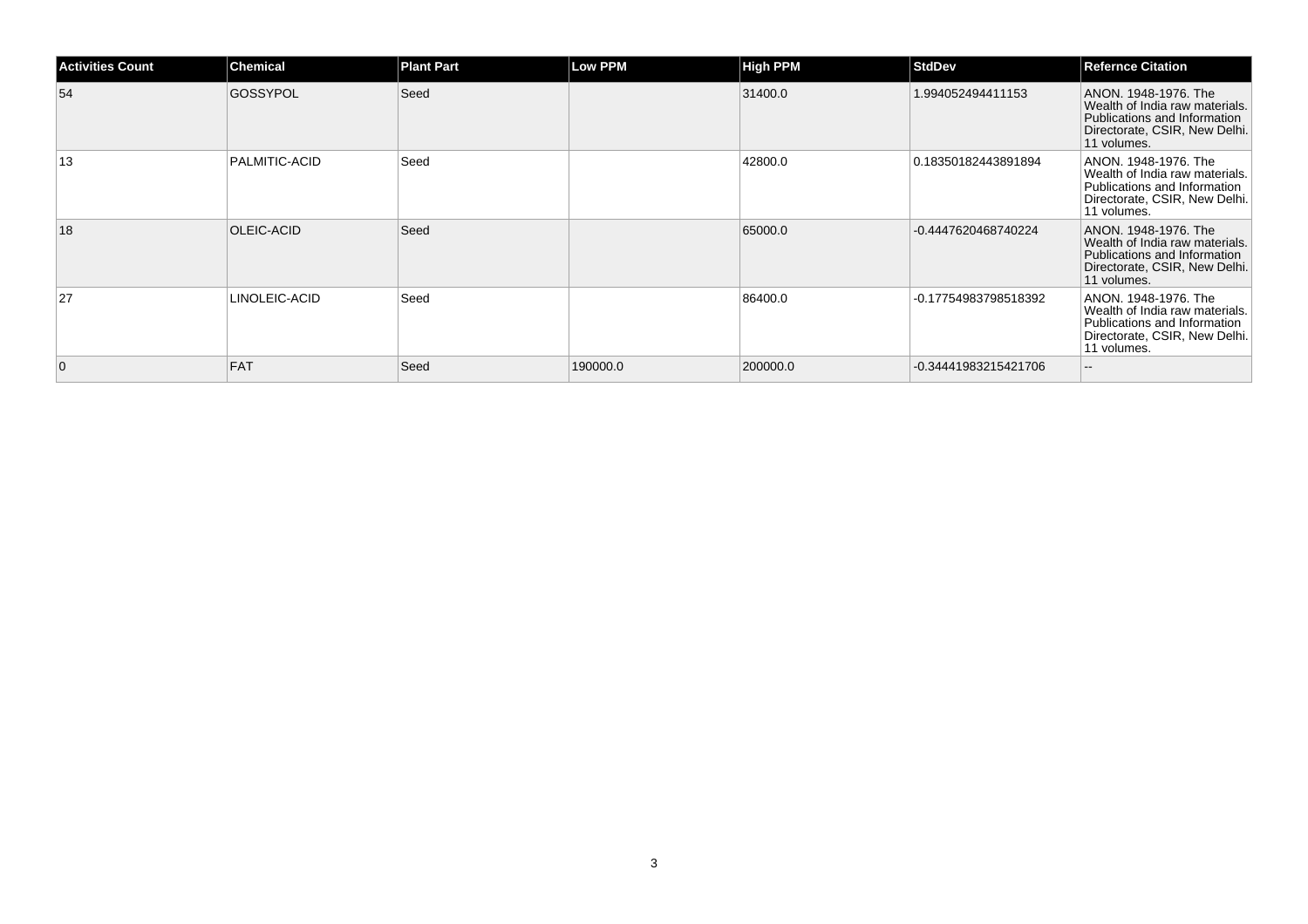| Activities Count | Chemical | Plant Part | Low PPM | High PPM | StdDev | Refernce Citation |
| --- | --- | --- | --- | --- | --- | --- |
| 54 | GOSSYPOL | Seed | | 31400.0 | 1.994052494411153 | ANON. 1948-1976. The Wealth of India raw materials. Publications and Information Directorate, CSIR, New Delhi. 11 volumes. |
| 13 | PALMITIC-ACID | Seed | | 42800.0 | 0.18350182443891894 | ANON. 1948-1976. The Wealth of India raw materials. Publications and Information Directorate, CSIR, New Delhi. 11 volumes. |
| 18 | OLEIC-ACID | Seed | | 65000.0 | -0.4447620468740224 | ANON. 1948-1976. The Wealth of India raw materials. Publications and Information Directorate, CSIR, New Delhi. 11 volumes. |
| 27 | LINOLEIC-ACID | Seed | | 86400.0 | -0.17754983798518392 | ANON. 1948-1976. The Wealth of India raw materials. Publications and Information Directorate, CSIR, New Delhi. 11 volumes. |
| 0 | FAT | Seed | 190000.0 | 200000.0 | -0.34441983215421706 | -- |